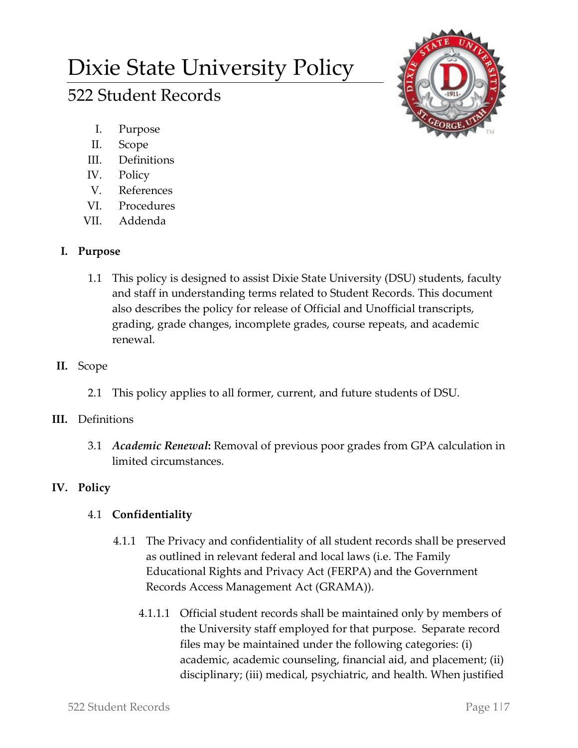# Dixie State University Policy

## 522 Student Records

I. Purpose
II. Scope
III. Definitions
IV. Policy
V. References
VI. Procedures
VII. Addenda

### I. Purpose

1.1 This policy is designed to assist Dixie State University (DSU) students, faculty and staff in understanding terms related to Student Records. This document also describes the policy for release of Official and Unofficial transcripts, grading, grade changes, incomplete grades, course repeats, and academic renewal.

### II. Scope

2.1 This policy applies to all former, current, and future students of DSU.

### III. Definitions

3.1 ***Academic Renewal*:** Removal of previous poor grades from GPA calculation in limited circumstances.

### IV. Policy

#### 4.1 Confidentiality

4.1.1 The Privacy and confidentiality of all student records shall be preserved as outlined in relevant federal and local laws (i.e. The Family Educational Rights and Privacy Act (FERPA) and the Government Records Access Management Act (GRAMA)).

4.1.1.1 Official student records shall be maintained only by members of the University staff employed for that purpose. Separate record files may be maintained under the following categories: (i) academic, academic counseling, financial aid, and placement; (ii) disciplinary; (iii) medical, psychiatric, and health. When justified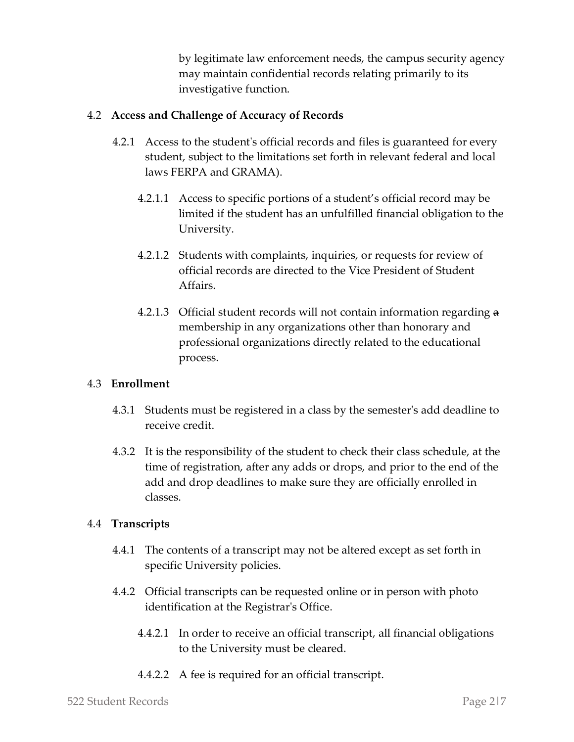by legitimate law enforcement needs, the campus security agency may maintain confidential records relating primarily to its investigative function.

4.2 **Access and Challenge of Accuracy of Records**

4.2.1 Access to the student's official records and files is guaranteed for every student, subject to the limitations set forth in relevant federal and local laws FERPA and GRAMA).

4.2.1.1 Access to specific portions of a student's official record may be limited if the student has an unfulfilled financial obligation to the University.

4.2.1.2 Students with complaints, inquiries, or requests for review of official records are directed to the Vice President of Student Affairs.

4.2.1.3 Official student records will not contain information regarding ~~a~~ membership in any organizations other than honorary and professional organizations directly related to the educational process.

4.3 **Enrollment**

4.3.1 Students must be registered in a class by the semester's add deadline to receive credit.

4.3.2 It is the responsibility of the student to check their class schedule, at the time of registration, after any adds or drops, and prior to the end of the add and drop deadlines to make sure they are officially enrolled in classes.

4.4 **Transcripts**

4.4.1 The contents of a transcript may not be altered except as set forth in specific University policies.

4.4.2 Official transcripts can be requested online or in person with photo identification at the Registrar's Office.

4.4.2.1 In order to receive an official transcript, all financial obligations to the University must be cleared.

4.4.2.2 A fee is required for an official transcript.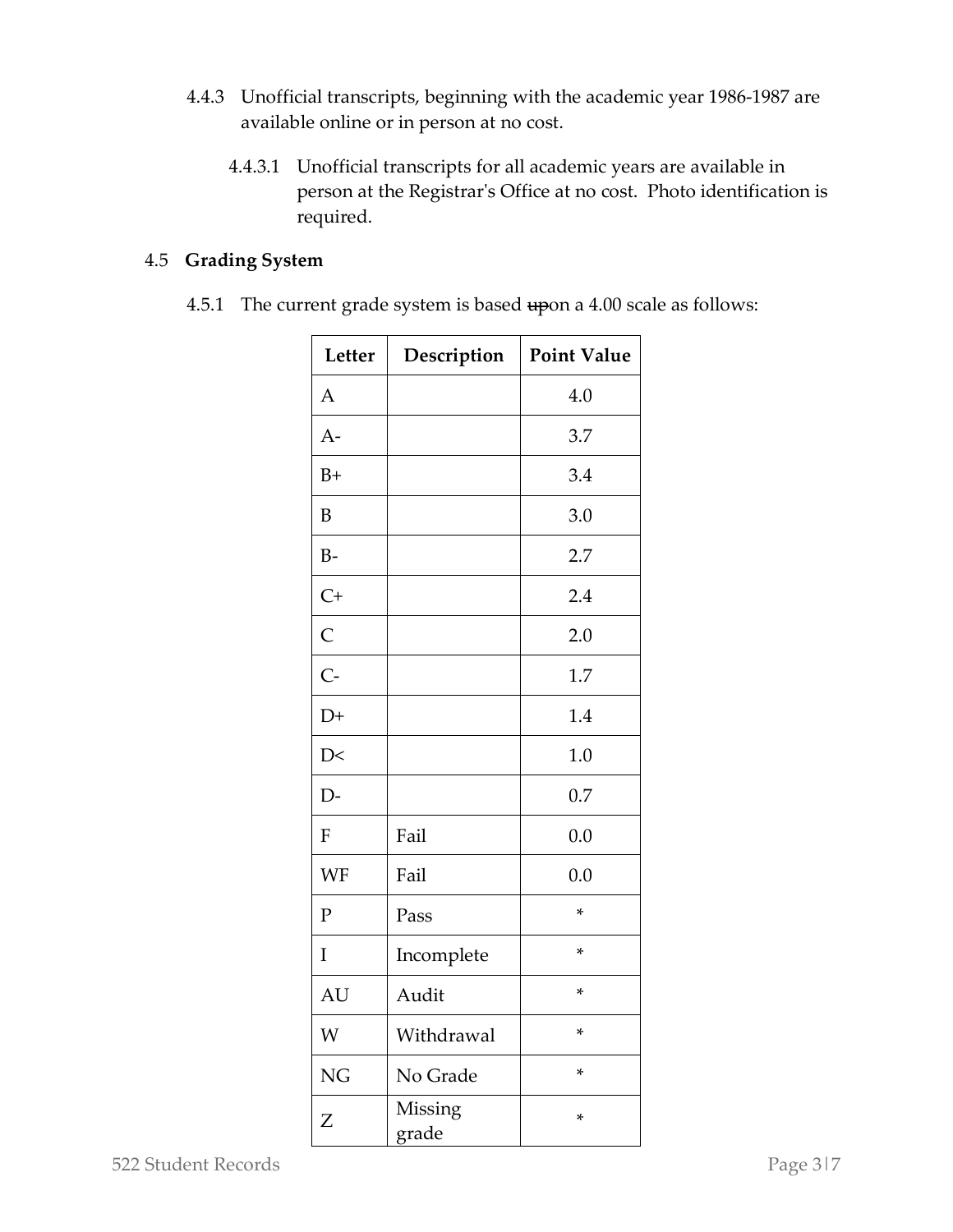4.4.3 Unofficial transcripts, beginning with the academic year 1986-1987 are available online or in person at no cost.

4.4.3.1 Unofficial transcripts for all academic years are available in person at the Registrar's Office at no cost. Photo identification is required.

## 4.5 **Grading System**

4.5.1 The current grade system is based ~~up~~on a 4.00 scale as follows:

| Letter | Description | Point Value |
|---|---|---|
| A | | 4.0 |
| A- | | 3.7 |
| B+ | | 3.4 |
| B | | 3.0 |
| B- | | 2.7 |
| C+ | | 2.4 |
| C | | 2.0 |
| C- | | 1.7 |
| D+ | | 1.4 |
| D< | | 1.0 |
| D- | | 0.7 |
| F | Fail | 0.0 |
| WF | Fail | 0.0 |
| P | Pass | * |
| I | Incomplete | * |
| AU | Audit | * |
| W | Withdrawal | * |
| NG | No Grade | * |
| Z | Missing grade | * |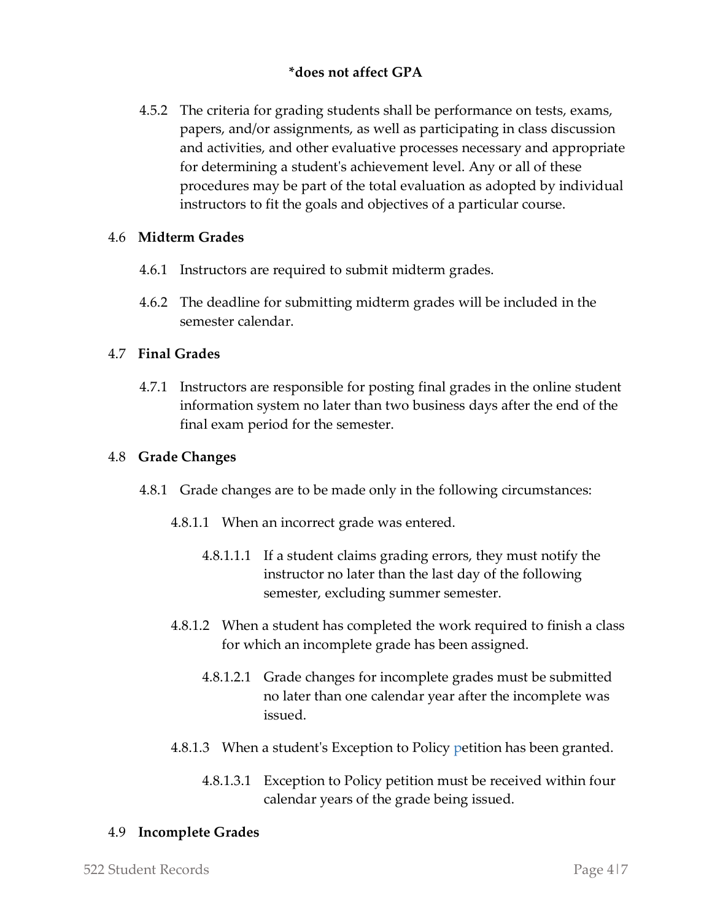**\*does not affect GPA**

4.5.2 The criteria for grading students shall be performance on tests, exams, papers, and/or assignments, as well as participating in class discussion and activities, and other evaluative processes necessary and appropriate for determining a student's achievement level. Any or all of these procedures may be part of the total evaluation as adopted by individual instructors to fit the goals and objectives of a particular course.

4.6 **Midterm Grades**

4.6.1 Instructors are required to submit midterm grades.

4.6.2 The deadline for submitting midterm grades will be included in the semester calendar.

4.7 **Final Grades**

4.7.1 Instructors are responsible for posting final grades in the online student information system no later than two business days after the end of the final exam period for the semester.

4.8 **Grade Changes**

4.8.1 Grade changes are to be made only in the following circumstances:

4.8.1.1 When an incorrect grade was entered.

4.8.1.1.1 If a student claims grading errors, they must notify the instructor no later than the last day of the following semester, excluding summer semester.

4.8.1.2 When a student has completed the work required to finish a class for which an incomplete grade has been assigned.

4.8.1.2.1 Grade changes for incomplete grades must be submitted no later than one calendar year after the incomplete was issued.

4.8.1.3 When a student's Exception to Policy petition has been granted.

4.8.1.3.1 Exception to Policy petition must be received within four calendar years of the grade being issued.

4.9 **Incomplete Grades**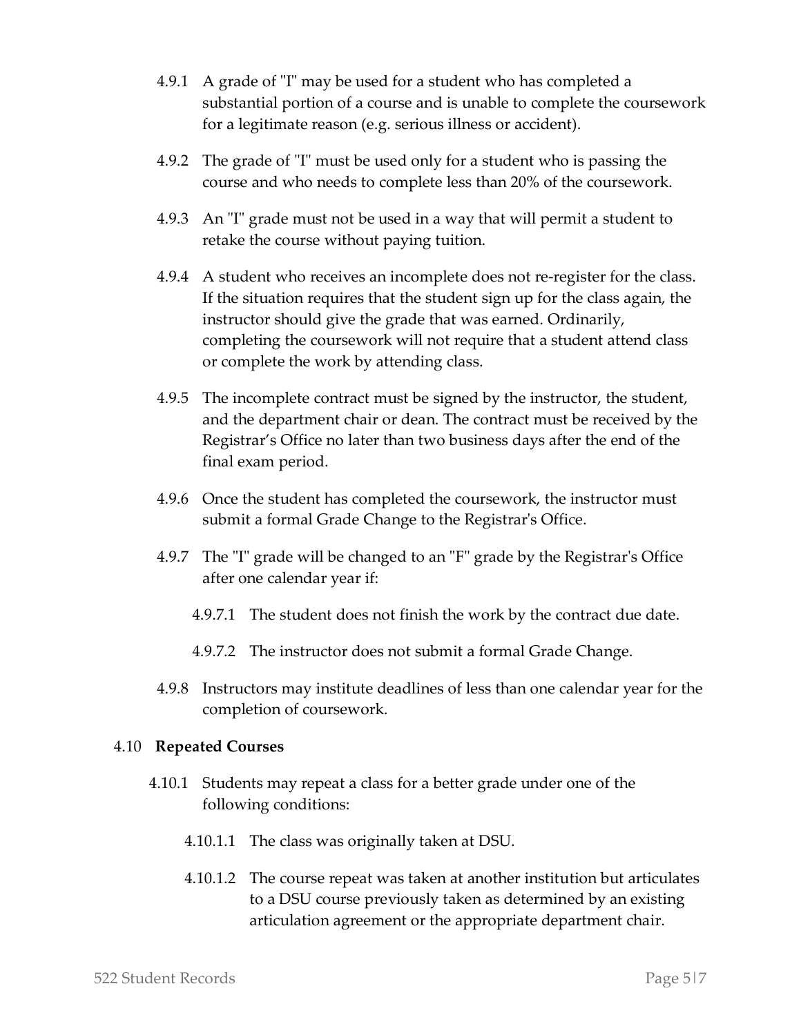4.9.1 A grade of "I" may be used for a student who has completed a substantial portion of a course and is unable to complete the coursework for a legitimate reason (e.g. serious illness or accident).

4.9.2 The grade of "I" must be used only for a student who is passing the course and who needs to complete less than 20% of the coursework.

4.9.3 An "I" grade must not be used in a way that will permit a student to retake the course without paying tuition.

4.9.4 A student who receives an incomplete does not re-register for the class. If the situation requires that the student sign up for the class again, the instructor should give the grade that was earned. Ordinarily, completing the coursework will not require that a student attend class or complete the work by attending class.

4.9.5 The incomplete contract must be signed by the instructor, the student, and the department chair or dean. The contract must be received by the Registrar's Office no later than two business days after the end of the final exam period.

4.9.6 Once the student has completed the coursework, the instructor must submit a formal Grade Change to the Registrar's Office.

4.9.7 The "I" grade will be changed to an "F" grade by the Registrar's Office after one calendar year if:

4.9.7.1 The student does not finish the work by the contract due date.

4.9.7.2 The instructor does not submit a formal Grade Change.

4.9.8 Instructors may institute deadlines of less than one calendar year for the completion of coursework.

4.10 **Repeated Courses**

4.10.1 Students may repeat a class for a better grade under one of the following conditions:

4.10.1.1 The class was originally taken at DSU.

4.10.1.2 The course repeat was taken at another institution but articulates to a DSU course previously taken as determined by an existing articulation agreement or the appropriate department chair.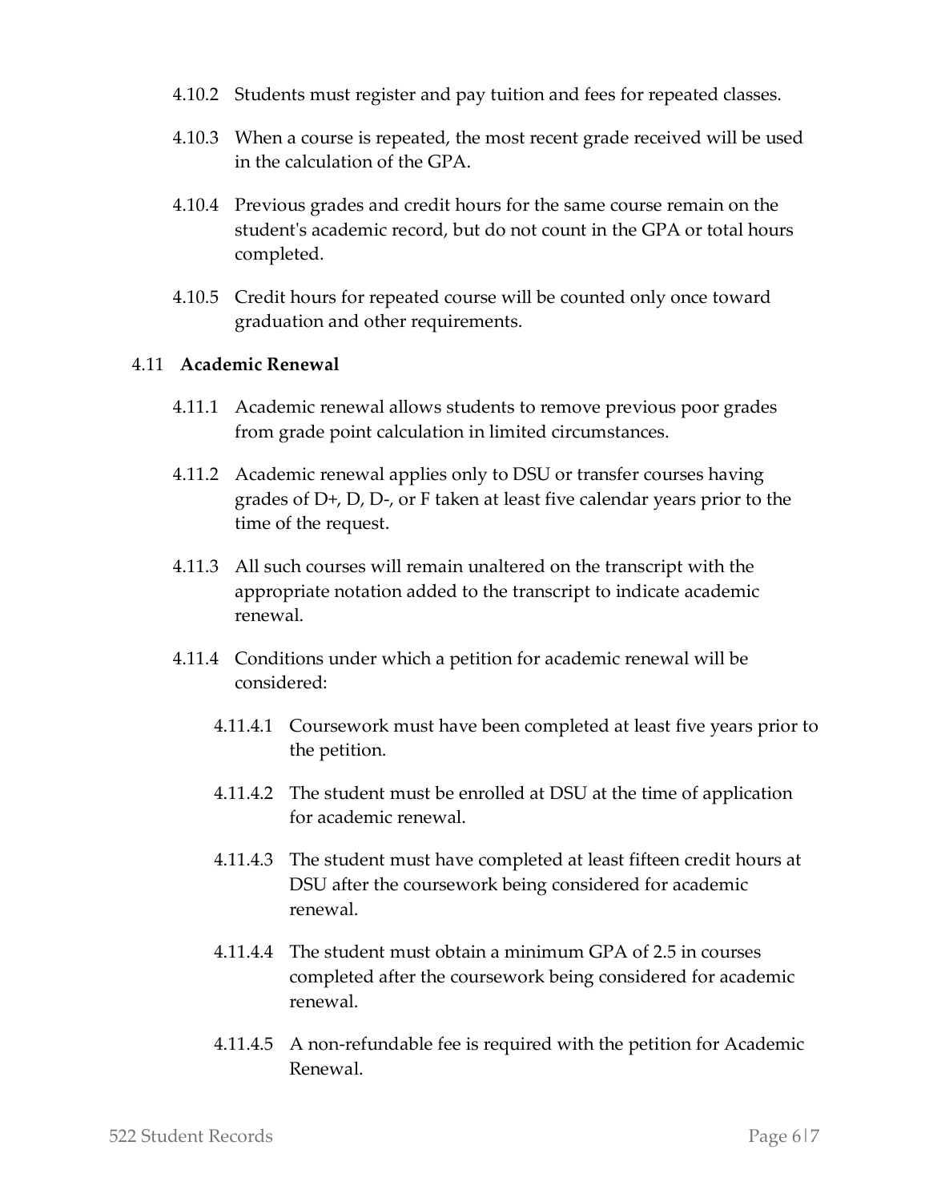4.10.2 Students must register and pay tuition and fees for repeated classes.

4.10.3 When a course is repeated, the most recent grade received will be used in the calculation of the GPA.

4.10.4 Previous grades and credit hours for the same course remain on the student's academic record, but do not count in the GPA or total hours completed.

4.10.5 Credit hours for repeated course will be counted only once toward graduation and other requirements.

4.11 **Academic Renewal**

4.11.1 Academic renewal allows students to remove previous poor grades from grade point calculation in limited circumstances.

4.11.2 Academic renewal applies only to DSU or transfer courses having grades of D+, D, D-, or F taken at least five calendar years prior to the time of the request.

4.11.3 All such courses will remain unaltered on the transcript with the appropriate notation added to the transcript to indicate academic renewal.

4.11.4 Conditions under which a petition for academic renewal will be considered:

4.11.4.1 Coursework must have been completed at least five years prior to the petition.

4.11.4.2 The student must be enrolled at DSU at the time of application for academic renewal.

4.11.4.3 The student must have completed at least fifteen credit hours at DSU after the coursework being considered for academic renewal.

4.11.4.4 The student must obtain a minimum GPA of 2.5 in courses completed after the coursework being considered for academic renewal.

4.11.4.5 A non-refundable fee is required with the petition for Academic Renewal.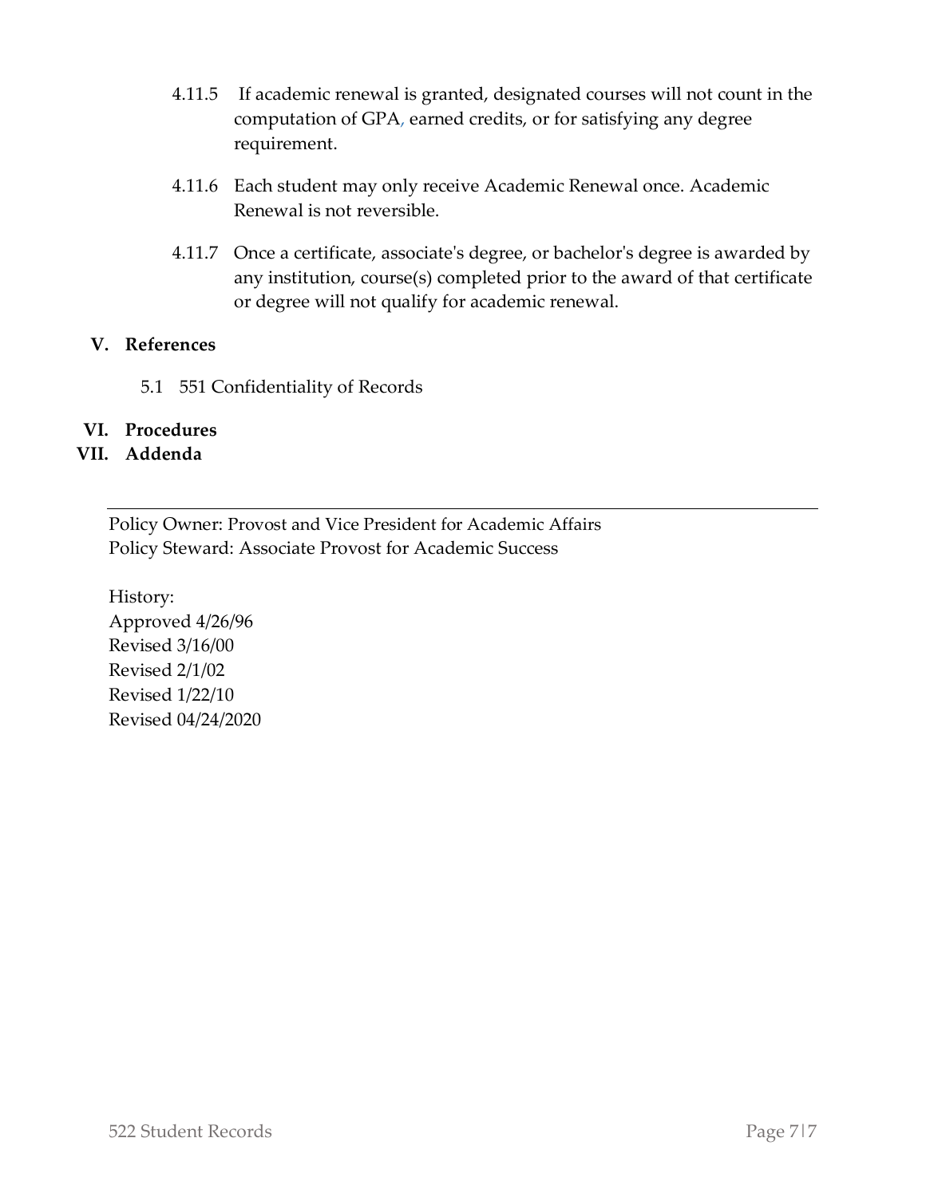4.11.5 If academic renewal is granted, designated courses will not count in the computation of GPA, earned credits, or for satisfying any degree requirement.

4.11.6 Each student may only receive Academic Renewal once. Academic Renewal is not reversible.

4.11.7 Once a certificate, associate's degree, or bachelor's degree is awarded by any institution, course(s) completed prior to the award of that certificate or degree will not qualify for academic renewal.

## V. References

5.1 551 Confidentiality of Records

## VI. Procedures

## VII. Addenda

---

Policy Owner: Provost and Vice President for Academic Affairs
Policy Steward: Associate Provost for Academic Success

History:
Approved 4/26/96
Revised 3/16/00
Revised 2/1/02
Revised 1/22/10
Revised 04/24/2020